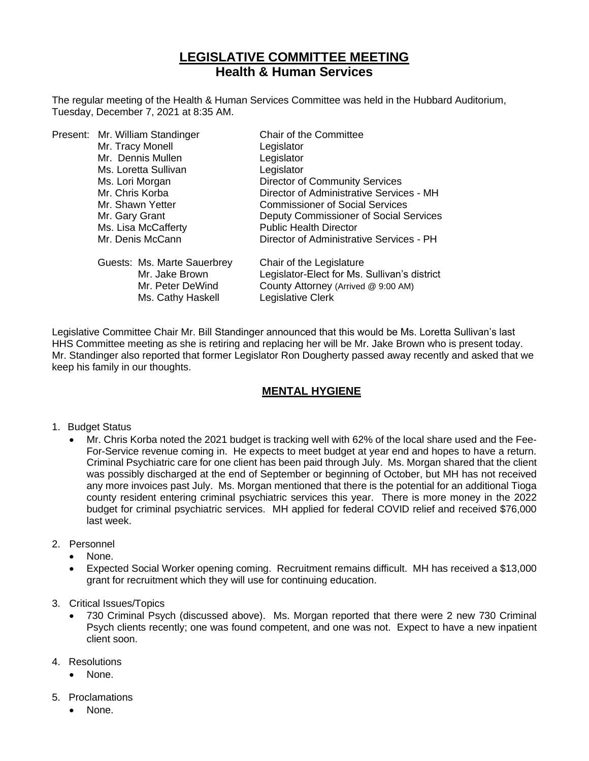# LEGISLATIVE COMMITTEE MEETING
## Health & Human Services

The regular meeting of the Health & Human Services Committee was held in the Hubbard Auditorium, Tuesday, December 7, 2021 at 8:35 AM.

| | | |
|---|---|---|
| Present: | Mr. William Standinger | Chair of the Committee |
| | Mr. Tracy Monell | Legislator |
| | Mr. Dennis Mullen | Legislator |
| | Ms. Loretta Sullivan | Legislator |
| | Ms. Lori Morgan | Director of Community Services |
| | Mr. Chris Korba | Director of Administrative Services - MH |
| | Mr. Shawn Yetter | Commissioner of Social Services |
| | Mr. Gary Grant | Deputy Commissioner of Social Services |
| | Ms. Lisa McCafferty | Public Health Director |
| | Mr. Denis McCann | Director of Administrative Services - PH |
| | Guests: Ms. Marte Sauerbrey | Chair of the Legislature |
| | Mr. Jake Brown | Legislator-Elect for Ms. Sullivan's district |
| | Mr. Peter DeWind | County Attorney (Arrived @ 9:00 AM) |
| | Ms. Cathy Haskell | Legislative Clerk |

Legislative Committee Chair Mr. Bill Standinger announced that this would be Ms. Loretta Sullivan's last HHS Committee meeting as she is retiring and replacing her will be Mr. Jake Brown who is present today. Mr. Standinger also reported that former Legislator Ron Dougherty passed away recently and asked that we keep his family in our thoughts.

## MENTAL HYGIENE

1. Budget Status
   - Mr. Chris Korba noted the 2021 budget is tracking well with 62% of the local share used and the Fee-For-Service revenue coming in. He expects to meet budget at year end and hopes to have a return. Criminal Psychiatric care for one client has been paid through July. Ms. Morgan shared that the client was possibly discharged at the end of September or beginning of October, but MH has not received any more invoices past July. Ms. Morgan mentioned that there is the potential for an additional Tioga county resident entering criminal psychiatric services this year. There is more money in the 2022 budget for criminal psychiatric services. MH applied for federal COVID relief and received $76,000 last week.

2. Personnel
   - None.
   - Expected Social Worker opening coming. Recruitment remains difficult. MH has received a $13,000 grant for recruitment which they will use for continuing education.

3. Critical Issues/Topics
   - 730 Criminal Psych (discussed above). Ms. Morgan reported that there were 2 new 730 Criminal Psych clients recently; one was found competent, and one was not. Expect to have a new inpatient client soon.

4. Resolutions
   - None.

5. Proclamations
   - None.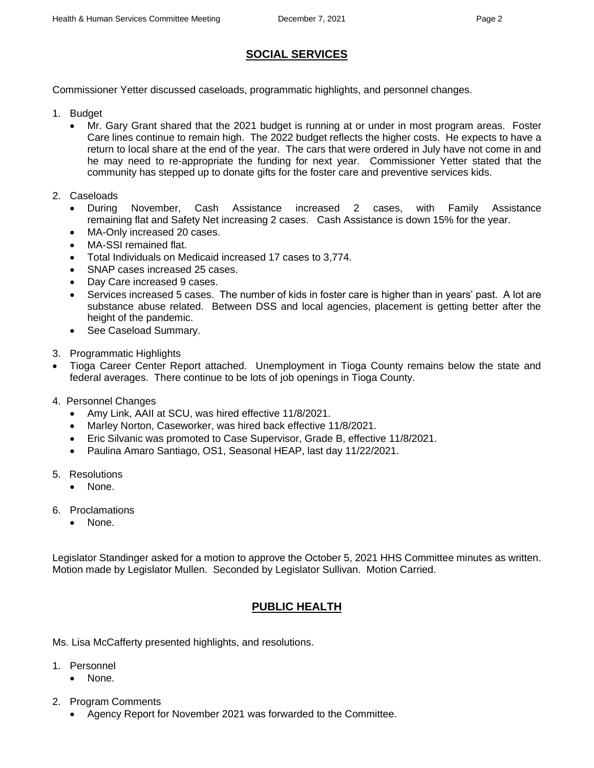## SOCIAL SERVICES

Commissioner Yetter discussed caseloads, programmatic highlights, and personnel changes.

1. Budget
   - Mr. Gary Grant shared that the 2021 budget is running at or under in most program areas. Foster Care lines continue to remain high. The 2022 budget reflects the higher costs. He expects to have a return to local share at the end of the year. The cars that were ordered in July have not come in and he may need to re-appropriate the funding for next year. Commissioner Yetter stated that the community has stepped up to donate gifts for the foster care and preventive services kids.

2. Caseloads
   - During November, Cash Assistance increased 2 cases, with Family Assistance remaining flat and Safety Net increasing 2 cases. Cash Assistance is down 15% for the year.
   - MA-Only increased 20 cases.
   - MA-SSI remained flat.
   - Total Individuals on Medicaid increased 17 cases to 3,774.
   - SNAP cases increased 25 cases.
   - Day Care increased 9 cases.
   - Services increased 5 cases. The number of kids in foster care is higher than in years' past. A lot are substance abuse related. Between DSS and local agencies, placement is getting better after the height of the pandemic.
   - See Caseload Summary.

3. Programmatic Highlights

- Tioga Career Center Report attached. Unemployment in Tioga County remains below the state and federal averages. There continue to be lots of job openings in Tioga County.

4. Personnel Changes
   - Amy Link, AAII at SCU, was hired effective 11/8/2021.
   - Marley Norton, Caseworker, was hired back effective 11/8/2021.
   - Eric Silvanic was promoted to Case Supervisor, Grade B, effective 11/8/2021.
   - Paulina Amaro Santiago, OS1, Seasonal HEAP, last day 11/22/2021.

5. Resolutions
   - None.

6. Proclamations
   - None.

Legislator Standinger asked for a motion to approve the October 5, 2021 HHS Committee minutes as written. Motion made by Legislator Mullen. Seconded by Legislator Sullivan. Motion Carried.

## PUBLIC HEALTH

Ms. Lisa McCafferty presented highlights, and resolutions.

1. Personnel
   - None.

2. Program Comments
   - Agency Report for November 2021 was forwarded to the Committee.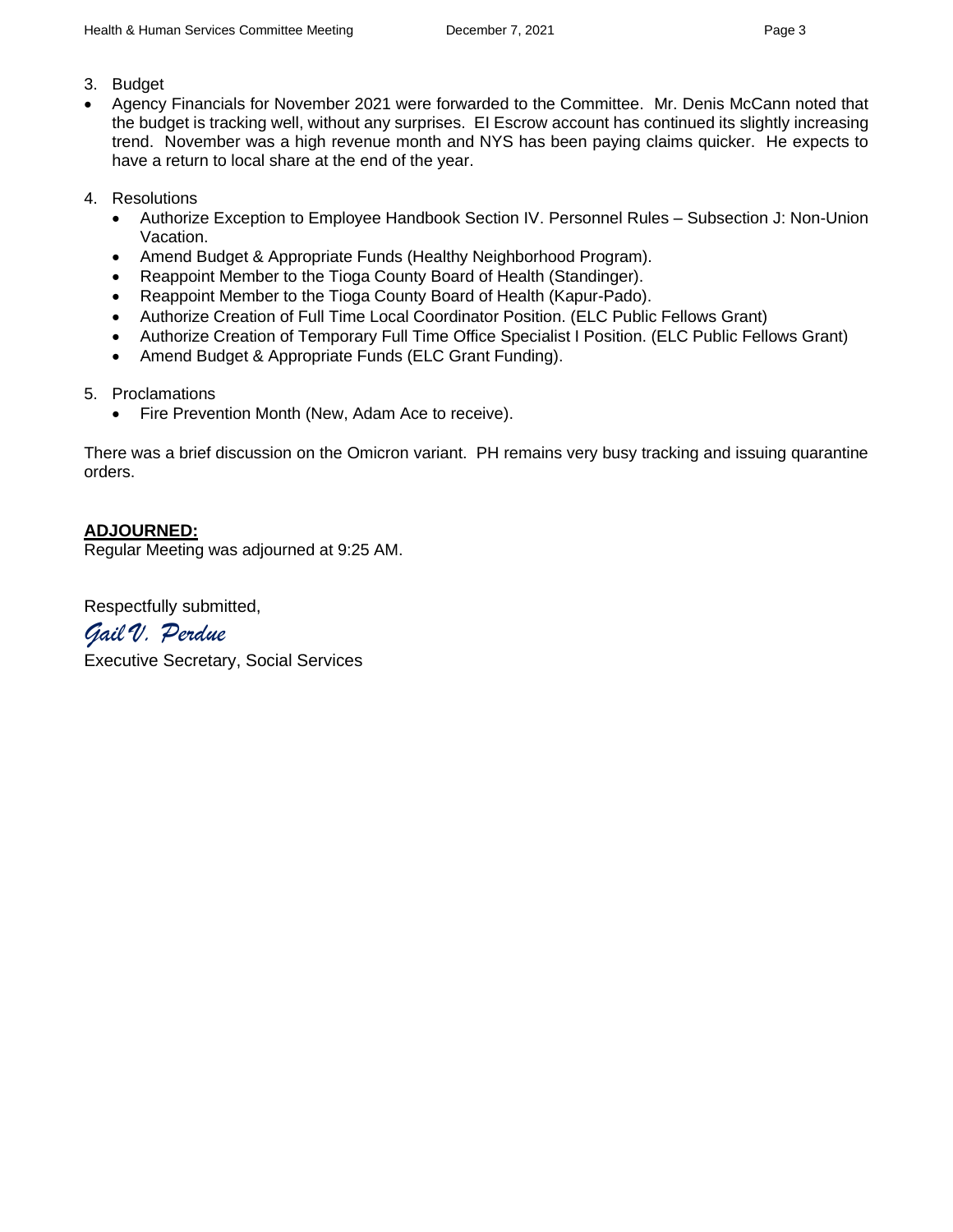3. Budget

- Agency Financials for November 2021 were forwarded to the Committee. Mr. Denis McCann noted that the budget is tracking well, without any surprises. EI Escrow account has continued its slightly increasing trend. November was a high revenue month and NYS has been paying claims quicker. He expects to have a return to local share at the end of the year.

4. Resolutions
   - Authorize Exception to Employee Handbook Section IV. Personnel Rules – Subsection J: Non-Union Vacation.
   - Amend Budget & Appropriate Funds (Healthy Neighborhood Program).
   - Reappoint Member to the Tioga County Board of Health (Standinger).
   - Reappoint Member to the Tioga County Board of Health (Kapur-Pado).
   - Authorize Creation of Full Time Local Coordinator Position. (ELC Public Fellows Grant)
   - Authorize Creation of Temporary Full Time Office Specialist I Position. (ELC Public Fellows Grant)
   - Amend Budget & Appropriate Funds (ELC Grant Funding).

5. Proclamations
   - Fire Prevention Month (New, Adam Ace to receive).

There was a brief discussion on the Omicron variant. PH remains very busy tracking and issuing quarantine orders.

**ADJOURNED:**

Regular Meeting was adjourned at 9:25 AM.

Respectfully submitted,

*Gail V. Perdue*

Executive Secretary, Social Services